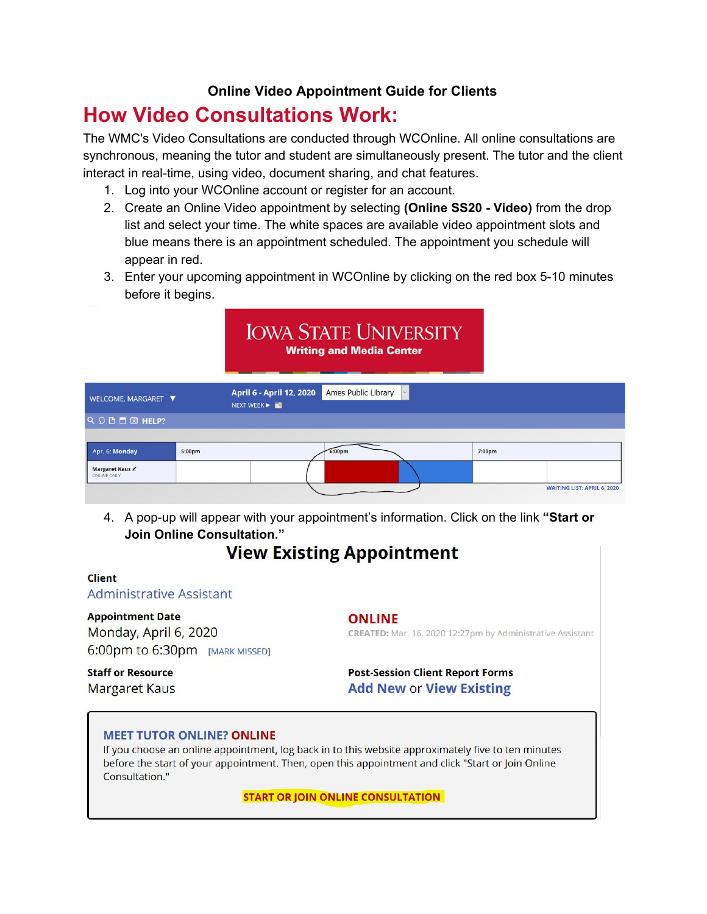**Online Video Appointment Guide for Clients**

# How Video Consultations Work:

The WMC's Video Consultations are conducted through WCOnline. All online consultations are synchronous, meaning the tutor and student are simultaneously present. The tutor and the client interact in real-time, using video, document sharing, and chat features.

1. Log into your WCOnline account or register for an account.
2. Create an Online Video appointment by selecting **(Online SS20 - Video)** from the drop list and select your time. The white spaces are available video appointment slots and blue means there is an appointment scheduled. The appointment you schedule will appear in red.
3. Enter your upcoming appointment in WCOnline by clicking on the red box 5-10 minutes before it begins.

IOWA STATE UNIVERSITY
Writing and Media Center

WELCOME, MARGARET ▼ | April 6 - April 12, 2020 | Ames Public Library
NEXT WEEK ▶
HELP?

| Apr. 6: Monday | 5:00pm | | 6:00pm | | 7:00pm | |
|---|---|---|---|---|---|---|
| Margaret Kaus ONLINE ONLY | | | | | | |

WAITING LIST: APRIL 6, 2020

4. A pop-up will appear with your appointment's information. Click on the link **"Start or Join Online Consultation."**

## View Existing Appointment

**Client**
Administrative Assistant

**Appointment Date**
Monday, April 6, 2020
6:00pm to 6:30pm [MARK MISSED]

**ONLINE**
**CREATED:** Mar. 16, 2020 12:27pm by Administrative Assistant

**Staff or Resource**
Margaret Kaus

**Post-Session Client Report Forms**
Add New or View Existing

**MEET TUTOR ONLINE? ONLINE**
If you choose an online appointment, log back in to this website approximately five to ten minutes before the start of your appointment. Then, open this appointment and click "Start or Join Online Consultation."

START OR JOIN ONLINE CONSULTATION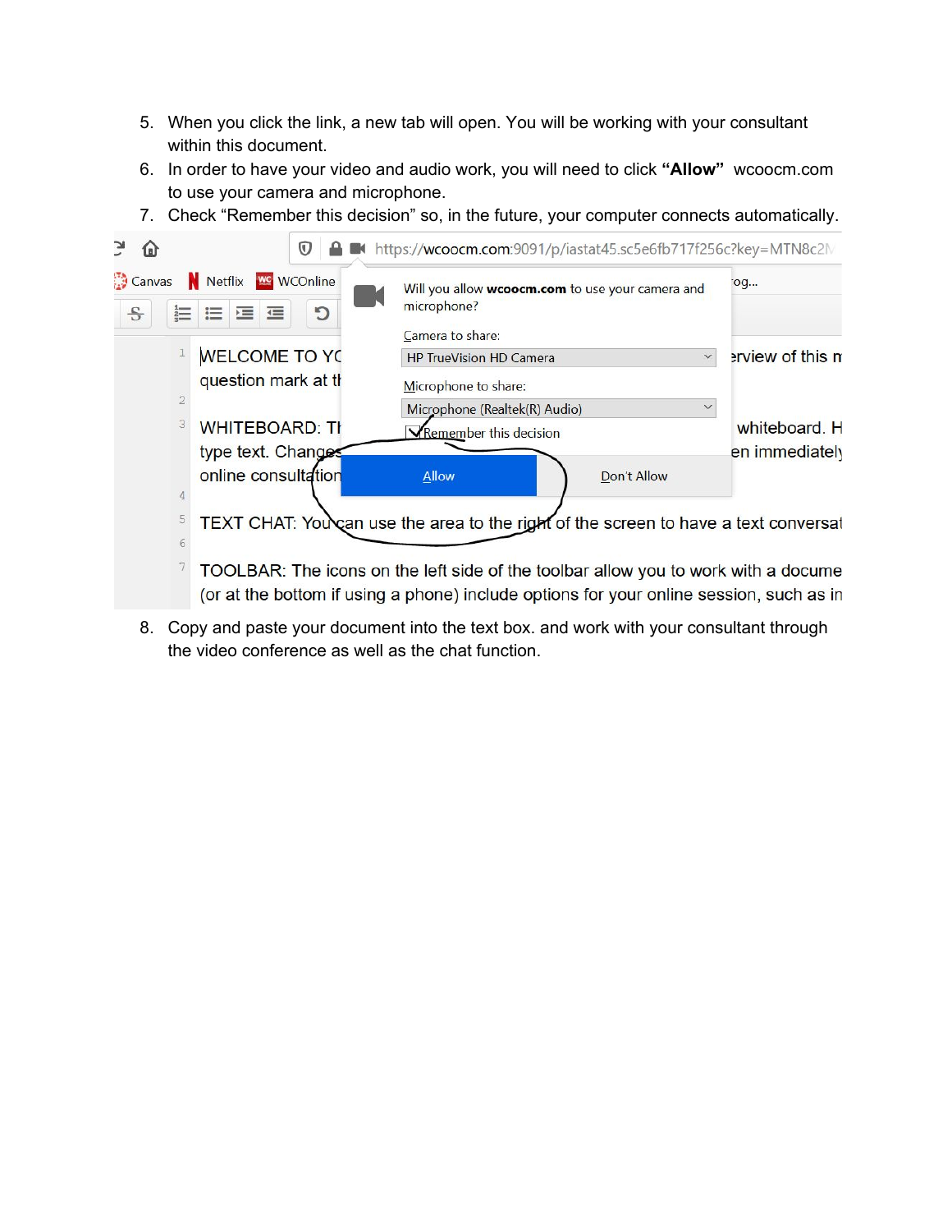5. When you click the link, a new tab will open. You will be working with your consultant within this document.
6. In order to have your video and audio work, you will need to click **"Allow"** wcoocm.com to use your camera and microphone.
7. Check "Remember this decision" so, in the future, your computer connects automatically.

8. Copy and paste your document into the text box. and work with your consultant through the video conference as well as the chat function.